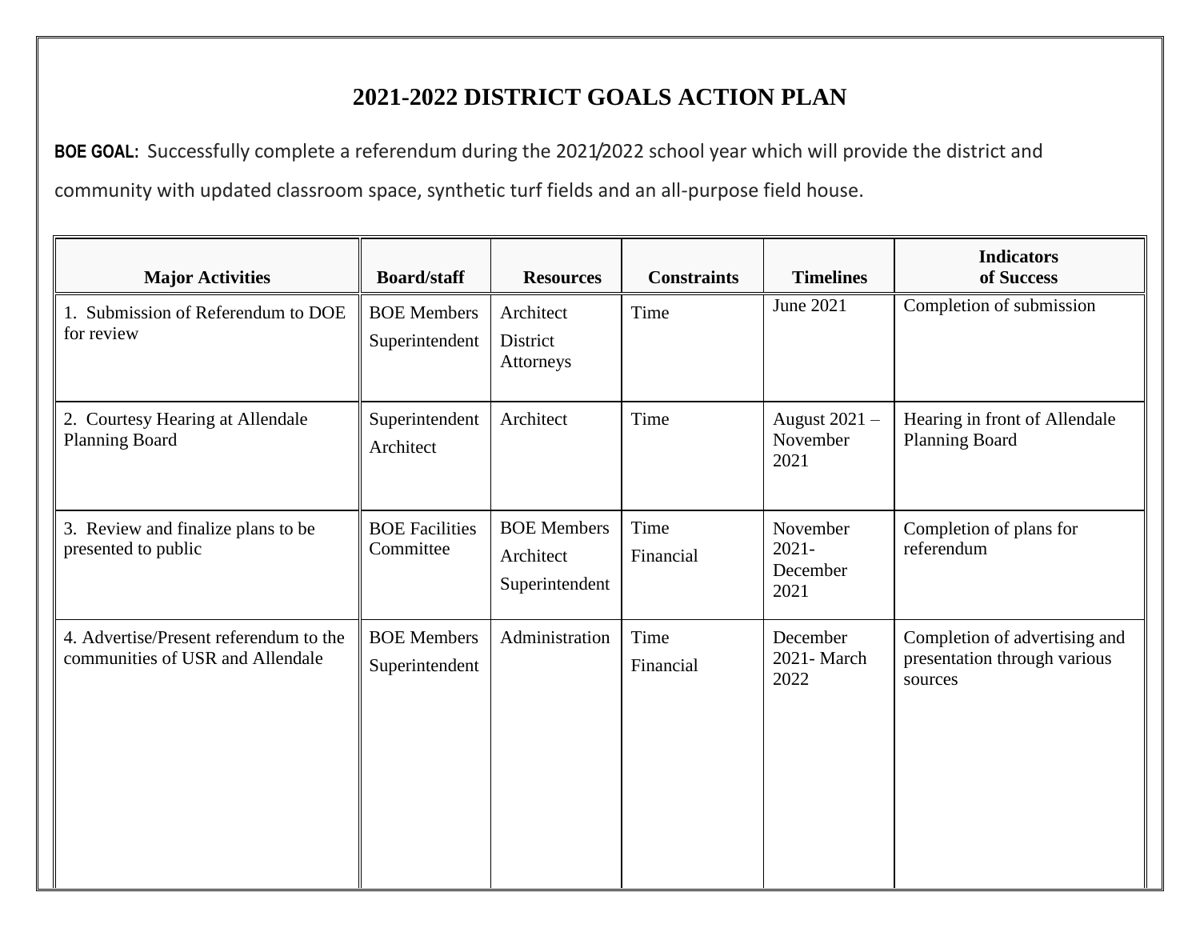# 2021-2022 DISTRICT GOALS ACTION PLAN

**BOE GOAL:** Successfully complete a referendum during the 2021/2022 school year which will provide the district and community with updated classroom space, synthetic turf fields and an all-purpose field house.

| Major Activities | Board/staff | Resources | Constraints | Timelines | Indicators of Success |
|---|---|---|---|---|---|
| 1. Submission of Referendum to DOE for review | BOE Members<br>Superintendent | Architect<br>District Attorneys | Time | June 2021 | Completion of submission |
| 2. Courtesy Hearing at Allendale Planning Board | Superintendent<br>Architect | Architect | Time | August 2021 – November 2021 | Hearing in front of Allendale Planning Board |
| 3. Review and finalize plans to be presented to public | BOE Facilities Committee | BOE Members<br>Architect<br>Superintendent | Time<br>Financial | November 2021- December 2021 | Completion of plans for referendum |
| 4. Advertise/Present referendum to the communities of USR and Allendale | BOE Members<br>Superintendent | Administration | Time<br>Financial | December 2021- March 2022 | Completion of advertising and presentation through various sources |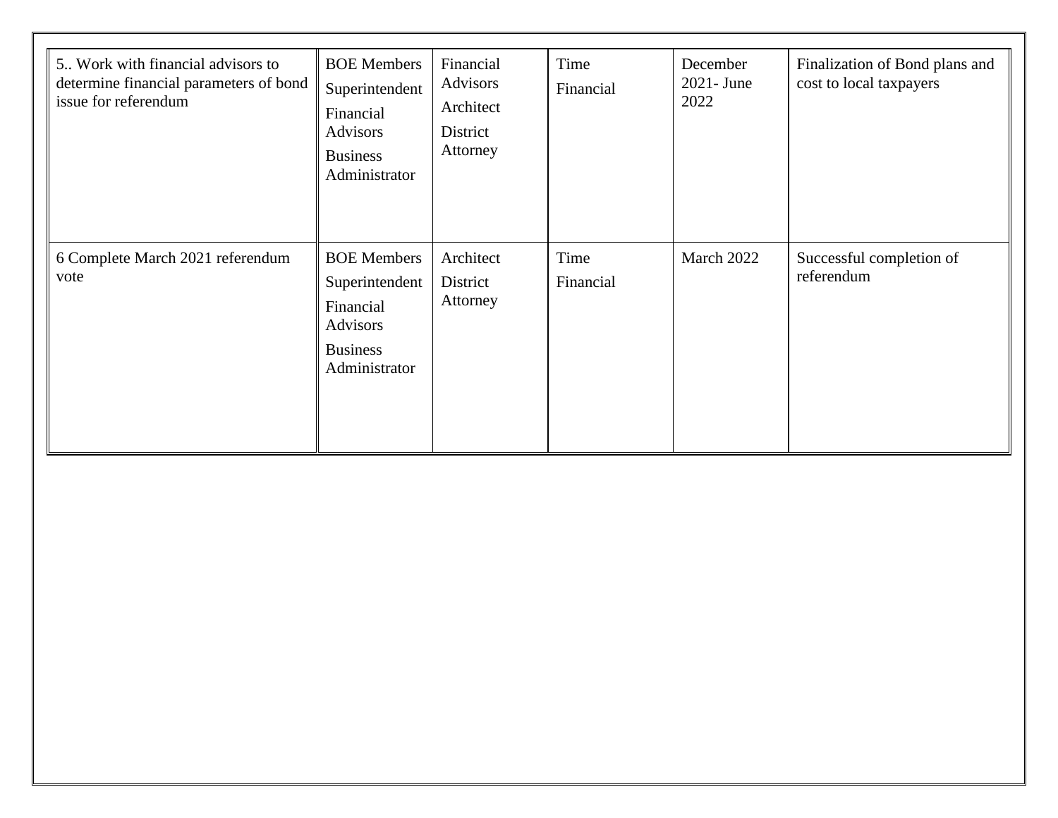| | | | | | |
|---|---|---|---|---|---|
| 5.. Work with financial advisors to determine financial parameters of bond issue for referendum | BOE Members<br>Superintendent<br>Financial Advisors<br>Business Administrator | Financial Advisors<br>Architect<br>District Attorney | Time<br>Financial | December 2021- June 2022 | Finalization of Bond plans and cost to local taxpayers |
| 6 Complete March 2021 referendum vote | BOE Members<br>Superintendent<br>Financial Advisors<br>Business Administrator | Architect<br>District Attorney | Time<br>Financial | March 2022 | Successful completion of referendum |